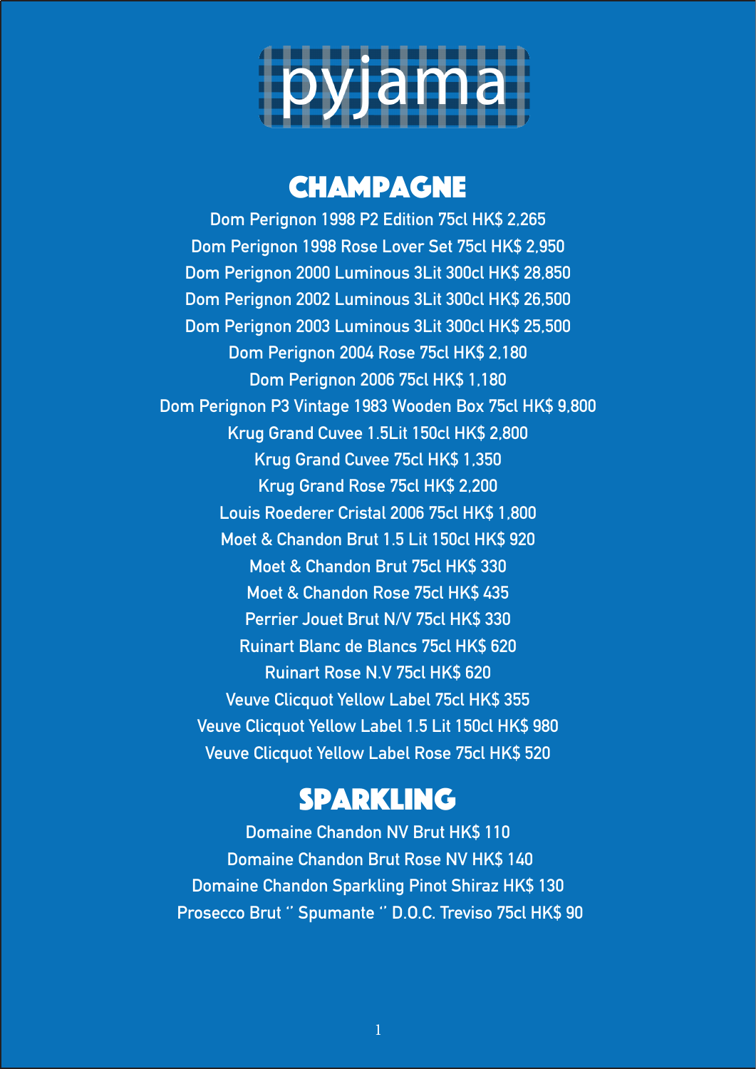# pyjama

## CHAMPAGNE

Dom Perignon 1998 P2 Edition 75cl HK$ 2,265

Dom Perignon 1998 Rose Lover Set 75cl HK$ 2,950

Dom Perignon 2000 Luminous 3Lit 300cl HK$ 28,850

Dom Perignon 2002 Luminous 3Lit 300cl HK$ 26,500

Dom Perignon 2003 Luminous 3Lit 300cl HK$ 25,500

Dom Perignon 2004 Rose 75cl HK$ 2,180

Dom Perignon 2006 75cl HK$ 1,180

Dom Perignon P3 Vintage 1983 Wooden Box 75cl HK$ 9,800

Krug Grand Cuvee 1.5Lit 150cl HK$ 2,800

Krug Grand Cuvee 75cl HK$ 1,350

Krug Grand Rose 75cl HK$ 2,200

Louis Roederer Cristal 2006 75cl HK$ 1,800

Moet & Chandon Brut 1.5 Lit 150cl HK$ 920

Moet & Chandon Brut 75cl HK$ 330

Moet & Chandon Rose 75cl HK$ 435

Perrier Jouet Brut N/V 75cl HK$ 330

Ruinart Blanc de Blancs 75cl HK$ 620

Ruinart Rose N.V 75cl HK$ 620

Veuve Clicquot Yellow Label 75cl HK$ 355

Veuve Clicquot Yellow Label 1.5 Lit 150cl HK$ 980

Veuve Clicquot Yellow Label Rose 75cl HK$ 520

## SPARKLING

Domaine Chandon NV Brut HK$ 110

Domaine Chandon Brut Rose NV HK$ 140

Domaine Chandon Sparkling Pinot Shiraz HK$ 130

Prosecco Brut " Spumante " D.O.C. Treviso 75cl HK$ 90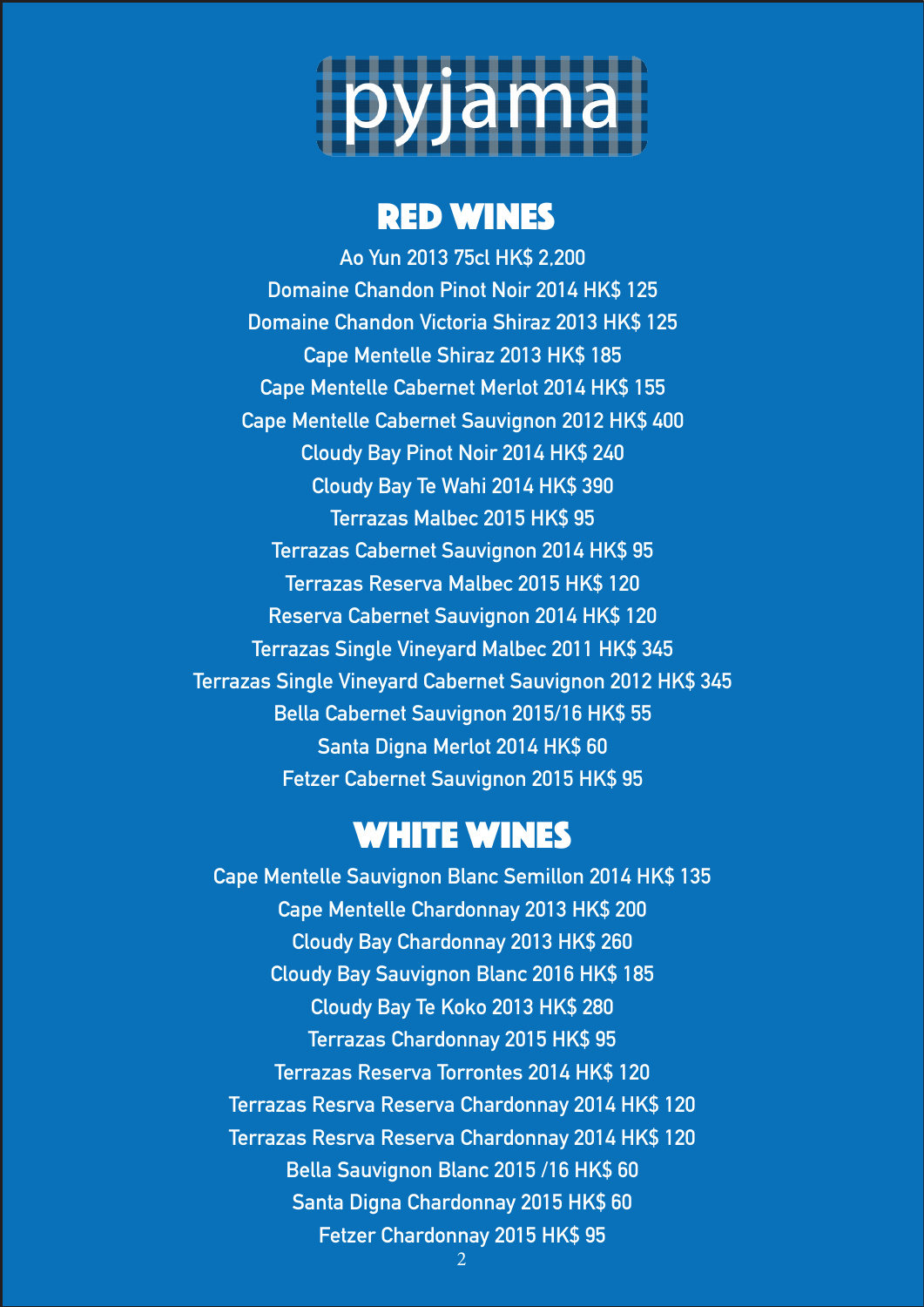# pyjama

## RED WINES

Ao Yun 2013 75cl HK$ 2,200
Domaine Chandon Pinot Noir 2014 HK$ 125
Domaine Chandon Victoria Shiraz 2013 HK$ 125
Cape Mentelle Shiraz 2013 HK$ 185
Cape Mentelle Cabernet Merlot 2014 HK$ 155
Cape Mentelle Cabernet Sauvignon 2012 HK$ 400
Cloudy Bay Pinot Noir 2014 HK$ 240
Cloudy Bay Te Wahi 2014 HK$ 390
Terrazas Malbec 2015 HK$ 95
Terrazas Cabernet Sauvignon 2014 HK$ 95
Terrazas Reserva Malbec 2015 HK$ 120
Reserva Cabernet Sauvignon 2014 HK$ 120
Terrazas Single Vineyard Malbec 2011 HK$ 345
Terrazas Single Vineyard Cabernet Sauvignon 2012 HK$ 345
Bella Cabernet Sauvignon 2015/16 HK$ 55
Santa Digna Merlot 2014 HK$ 60
Fetzer Cabernet Sauvignon 2015 HK$ 95

## WHITE WINES

Cape Mentelle Sauvignon Blanc Semillon 2014 HK$ 135
Cape Mentelle Chardonnay 2013 HK$ 200
Cloudy Bay Chardonnay 2013 HK$ 260
Cloudy Bay Sauvignon Blanc 2016 HK$ 185
Cloudy Bay Te Koko 2013 HK$ 280
Terrazas Chardonnay 2015 HK$ 95
Terrazas Reserva Torrontes 2014 HK$ 120
Terrazas Resrva Reserva Chardonnay 2014 HK$ 120
Terrazas Resrva Reserva Chardonnay 2014 HK$ 120
Bella Sauvignon Blanc 2015 /16 HK$ 60
Santa Digna Chardonnay 2015 HK$ 60
Fetzer Chardonnay 2015 HK$ 95